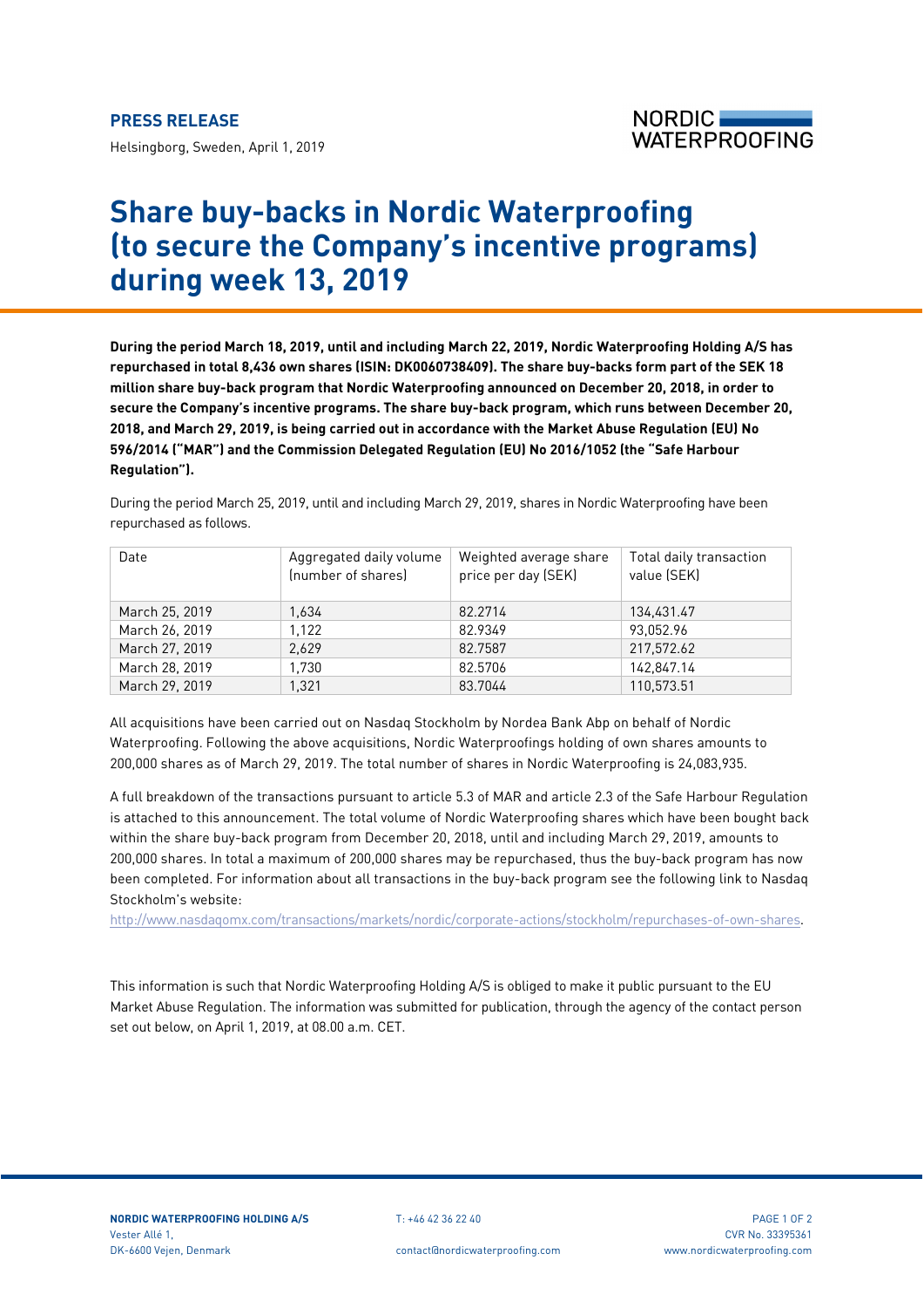**PRESS RELEASE**

Helsingborg, Sweden, April 1, 2019

# Share buy-backs in Nordic Waterproofing (to secure the Company's incentive programs) during week 13, 2019

**During the period March 18, 2019, until and including March 22, 2019, Nordic Waterproofing Holding A/S has repurchased in total 8,436 own shares (ISIN: DK0060738409). The share buy-backs form part of the SEK 18 million share buy-back program that Nordic Waterproofing announced on December 20, 2018, in order to secure the Company's incentive programs. The share buy-back program, which runs between December 20, 2018, and March 29, 2019, is being carried out in accordance with the Market Abuse Regulation (EU) No 596/2014 ("MAR") and the Commission Delegated Regulation (EU) No 2016/1052 (the "Safe Harbour Regulation").**

During the period March 25, 2019, until and including March 29, 2019, shares in Nordic Waterproofing have been repurchased as follows.

| Date | Aggregated daily volume (number of shares) | Weighted average share price per day (SEK) | Total daily transaction value (SEK) |
|---|---|---|---|
| March 25, 2019 | 1,634 | 82.2714 | 134,431.47 |
| March 26, 2019 | 1,122 | 82.9349 | 93,052.96 |
| March 27, 2019 | 2,629 | 82.7587 | 217,572.62 |
| March 28, 2019 | 1,730 | 82.5706 | 142,847.14 |
| March 29, 2019 | 1,321 | 83.7044 | 110,573.51 |

All acquisitions have been carried out on Nasdaq Stockholm by Nordea Bank Abp on behalf of Nordic Waterproofing. Following the above acquisitions, Nordic Waterproofings holding of own shares amounts to 200,000 shares as of March 29, 2019. The total number of shares in Nordic Waterproofing is 24,083,935.

A full breakdown of the transactions pursuant to article 5.3 of MAR and article 2.3 of the Safe Harbour Regulation is attached to this announcement. The total volume of Nordic Waterproofing shares which have been bought back within the share buy-back program from December 20, 2018, until and including March 29, 2019, amounts to 200,000 shares. In total a maximum of 200,000 shares may be repurchased, thus the buy-back program has now been completed. For information about all transactions in the buy-back program see the following link to Nasdaq Stockholm's website:
http://www.nasdaqomx.com/transactions/markets/nordic/corporate-actions/stockholm/repurchases-of-own-shares.

This information is such that Nordic Waterproofing Holding A/S is obliged to make it public pursuant to the EU Market Abuse Regulation. The information was submitted for publication, through the agency of the contact person set out below, on April 1, 2019, at 08.00 a.m. CET.

**NORDIC WATERPROOFING HOLDING A/S**
Vester Allé 1,
DK-6600 Vejen, Denmark

T: +46 42 36 22 40
contact@nordicwaterproofing.com

CVR No. 33395361
www.nordicwaterproofing.com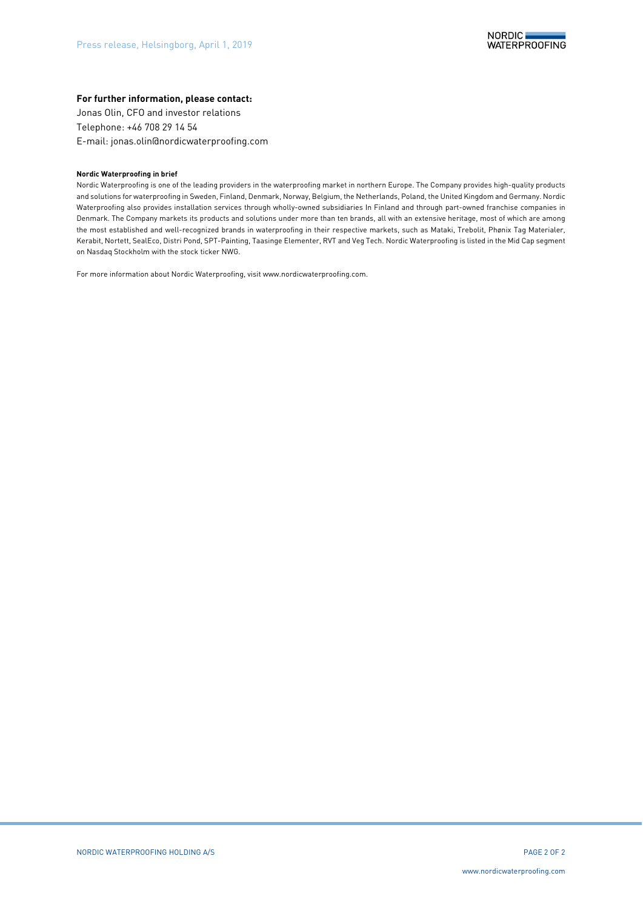**For further information, please contact:**

Jonas Olin, CFO and investor relations
Telephone: +46 708 29 14 54
E-mail: jonas.olin@nordicwaterproofing.com

**Nordic Waterproofing in brief**

Nordic Waterproofing is one of the leading providers in the waterproofing market in northern Europe. The Company provides high-quality products and solutions for waterproofing in Sweden, Finland, Denmark, Norway, Belgium, the Netherlands, Poland, the United Kingdom and Germany. Nordic Waterproofing also provides installation services through wholly-owned subsidiaries In Finland and through part-owned franchise companies in Denmark. The Company markets its products and solutions under more than ten brands, all with an extensive heritage, most of which are among the most established and well-recognized brands in waterproofing in their respective markets, such as Mataki, Trebolit, Phønix Tag Materialer, Kerabit, Nortett, SealEco, Distri Pond, SPT-Painting, Taasinge Elementer, RVT and Veg Tech. Nordic Waterproofing is listed in the Mid Cap segment on Nasdaq Stockholm with the stock ticker NWG.

For more information about Nordic Waterproofing, visit www.nordicwaterproofing.com.